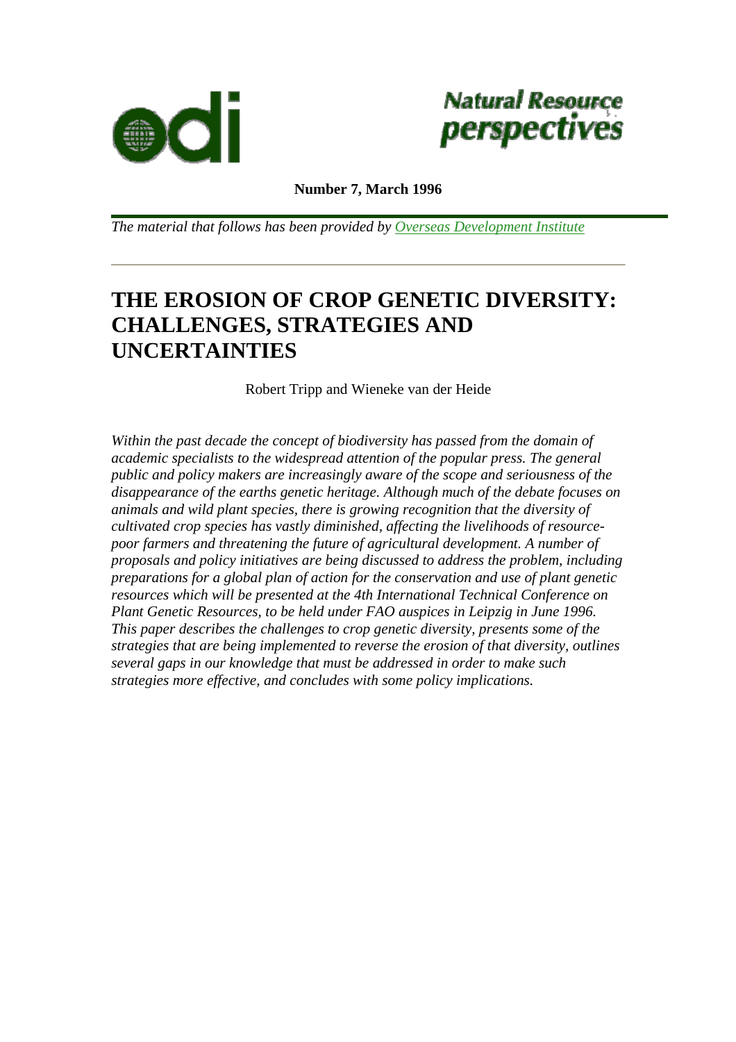**Number 7, March 1996**

*The material that follows has been provided by [Overseas Development Institute](#)*

# THE EROSION OF CROP GENETIC DIVERSITY: CHALLENGES, STRATEGIES AND UNCERTAINTIES

Robert Tripp and Wieneke van der Heide

*Within the past decade the concept of biodiversity has passed from the domain of academic specialists to the widespread attention of the popular press. The general public and policy makers are increasingly aware of the scope and seriousness of the disappearance of the earths genetic heritage. Although much of the debate focuses on animals and wild plant species, there is growing recognition that the diversity of cultivated crop species has vastly diminished, affecting the livelihoods of resource-poor farmers and threatening the future of agricultural development. A number of proposals and policy initiatives are being discussed to address the problem, including preparations for a global plan of action for the conservation and use of plant genetic resources which will be presented at the 4th International Technical Conference on Plant Genetic Resources, to be held under FAO auspices in Leipzig in June 1996. This paper describes the challenges to crop genetic diversity, presents some of the strategies that are being implemented to reverse the erosion of that diversity, outlines several gaps in our knowledge that must be addressed in order to make such strategies more effective, and concludes with some policy implications.*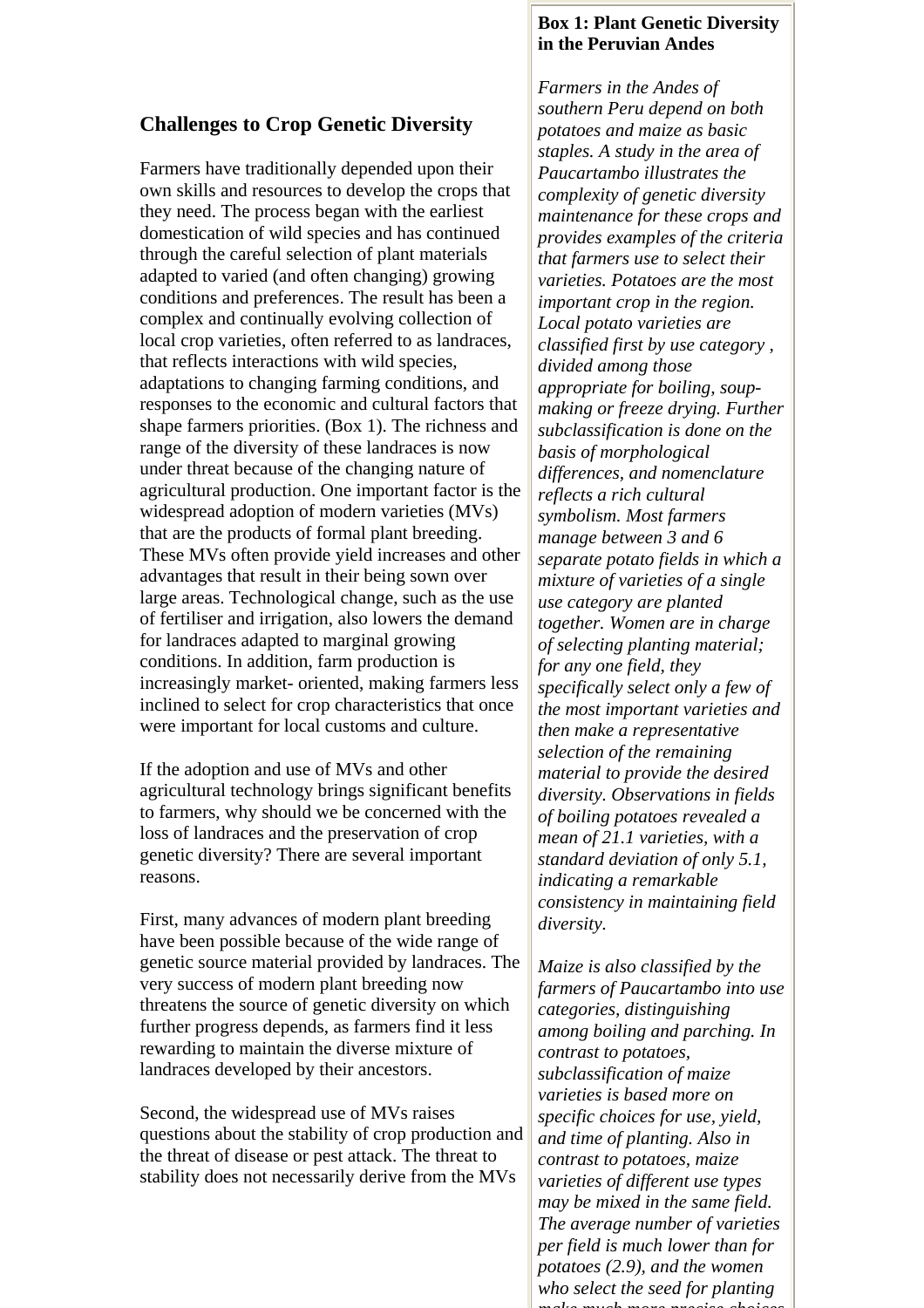## Challenges to Crop Genetic Diversity

Farmers have traditionally depended upon their own skills and resources to develop the crops that they need. The process began with the earliest domestication of wild species and has continued through the careful selection of plant materials adapted to varied (and often changing) growing conditions and preferences. The result has been a complex and continually evolving collection of local crop varieties, often referred to as landraces, that reflects interactions with wild species, adaptations to changing farming conditions, and responses to the economic and cultural factors that shape farmers priorities. (Box 1). The richness and range of the diversity of these landraces is now under threat because of the changing nature of agricultural production. One important factor is the widespread adoption of modern varieties (MVs) that are the products of formal plant breeding. These MVs often provide yield increases and other advantages that result in their being sown over large areas. Technological change, such as the use of fertiliser and irrigation, also lowers the demand for landraces adapted to marginal growing conditions. In addition, farm production is increasingly market- oriented, making farmers less inclined to select for crop characteristics that once were important for local customs and culture.

If the adoption and use of MVs and other agricultural technology brings significant benefits to farmers, why should we be concerned with the loss of landraces and the preservation of crop genetic diversity? There are several important reasons.

First, many advances of modern plant breeding have been possible because of the wide range of genetic source material provided by landraces. The very success of modern plant breeding now threatens the source of genetic diversity on which further progress depends, as farmers find it less rewarding to maintain the diverse mixture of landraces developed by their ancestors.

Second, the widespread use of MVs raises questions about the stability of crop production and the threat of disease or pest attack. The threat to stability does not necessarily derive from the MVs

**Box 1: Plant Genetic Diversity in the Peruvian Andes**

*Farmers in the Andes of southern Peru depend on both potatoes and maize as basic staples. A study in the area of Paucartambo illustrates the complexity of genetic diversity maintenance for these crops and provides examples of the criteria that farmers use to select their varieties. Potatoes are the most important crop in the region. Local potato varieties are classified first by use category , divided among those appropriate for boiling, soup-making or freeze drying. Further subclassification is done on the basis of morphological differences, and nomenclature reflects a rich cultural symbolism. Most farmers manage between 3 and 6 separate potato fields in which a mixture of varieties of a single use category are planted together. Women are in charge of selecting planting material; for any one field, they specifically select only a few of the most important varieties and then make a representative selection of the remaining material to provide the desired diversity. Observations in fields of boiling potatoes revealed a mean of 21.1 varieties, with a standard deviation of only 5.1, indicating a remarkable consistency in maintaining field diversity.*

*Maize is also classified by the farmers of Paucartambo into use categories, distinguishing among boiling and parching. In contrast to potatoes, subclassification of maize varieties is based more on specific choices for use, yield, and time of planting. Also in contrast to potatoes, maize varieties of different use types may be mixed in the same field. The average number of varieties per field is much lower than for potatoes (2.9), and the women who select the seed for planting make much more precise choices*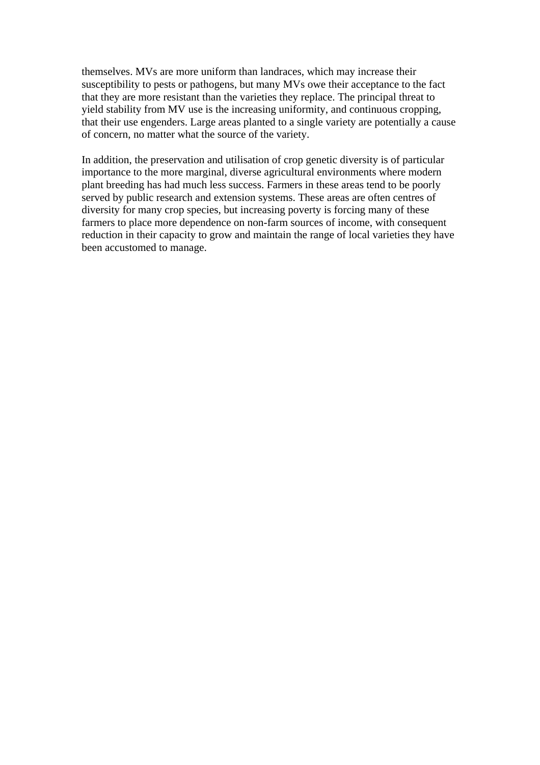themselves. MVs are more uniform than landraces, which may increase their susceptibility to pests or pathogens, but many MVs owe their acceptance to the fact that they are more resistant than the varieties they replace. The principal threat to yield stability from MV use is the increasing uniformity, and continuous cropping, that their use engenders. Large areas planted to a single variety are potentially a cause of concern, no matter what the source of the variety.

In addition, the preservation and utilisation of crop genetic diversity is of particular importance to the more marginal, diverse agricultural environments where modern plant breeding has had much less success. Farmers in these areas tend to be poorly served by public research and extension systems. These areas are often centres of diversity for many crop species, but increasing poverty is forcing many of these farmers to place more dependence on non-farm sources of income, with consequent reduction in their capacity to grow and maintain the range of local varieties they have been accustomed to manage.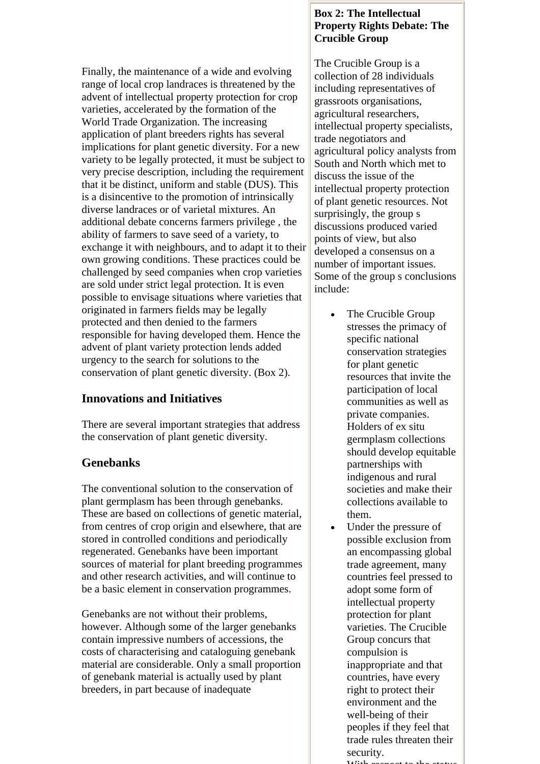Finally, the maintenance of a wide and evolving range of local crop landraces is threatened by the advent of intellectual property protection for crop varieties, accelerated by the formation of the World Trade Organization. The increasing application of plant breeders rights has several implications for plant genetic diversity. For a new variety to be legally protected, it must be subject to very precise description, including the requirement that it be distinct, uniform and stable (DUS). This is a disincentive to the promotion of intrinsically diverse landraces or of varietal mixtures. An additional debate concerns farmers privilege , the ability of farmers to save seed of a variety, to exchange it with neighbours, and to adapt it to their own growing conditions. These practices could be challenged by seed companies when crop varieties are sold under strict legal protection. It is even possible to envisage situations where varieties that originated in farmers fields may be legally protected and then denied to the farmers responsible for having developed them. Hence the advent of plant variety protection lends added urgency to the search for solutions to the conservation of plant genetic diversity. (Box 2).

**Box 2: The Intellectual Property Rights Debate: The Crucible Group**

The Crucible Group is a collection of 28 individuals including representatives of grassroots organisations, agricultural researchers, intellectual property specialists, trade negotiators and agricultural policy analysts from South and North which met to discuss the issue of the intellectual property protection of plant genetic resources. Not surprisingly, the group s discussions produced varied points of view, but also developed a consensus on a number of important issues. Some of the group s conclusions include:

- The Crucible Group stresses the primacy of specific national conservation strategies for plant genetic resources that invite the participation of local communities as well as private companies. Holders of ex situ germplasm collections should develop equitable partnerships with indigenous and rural societies and make their collections available to them.
- Under the pressure of possible exclusion from an encompassing global trade agreement, many countries feel pressed to adopt some form of intellectual property protection for plant varieties. The Crucible Group concurs that compulsion is inappropriate and that countries, have every right to protect their environment and the well-being of their peoples if they feel that trade rules threaten their security.

## Innovations and Initiatives

There are several important strategies that address the conservation of plant genetic diversity.

## Genebanks

The conventional solution to the conservation of plant germplasm has been through genebanks. These are based on collections of genetic material, from centres of crop origin and elsewhere, that are stored in controlled conditions and periodically regenerated. Genebanks have been important sources of material for plant breeding programmes and other research activities, and will continue to be a basic element in conservation programmes.

Genebanks are not without their problems, however. Although some of the larger genebanks contain impressive numbers of accessions, the costs of characterising and cataloguing genebank material are considerable. Only a small proportion of genebank material is actually used by plant breeders, in part because of inadequate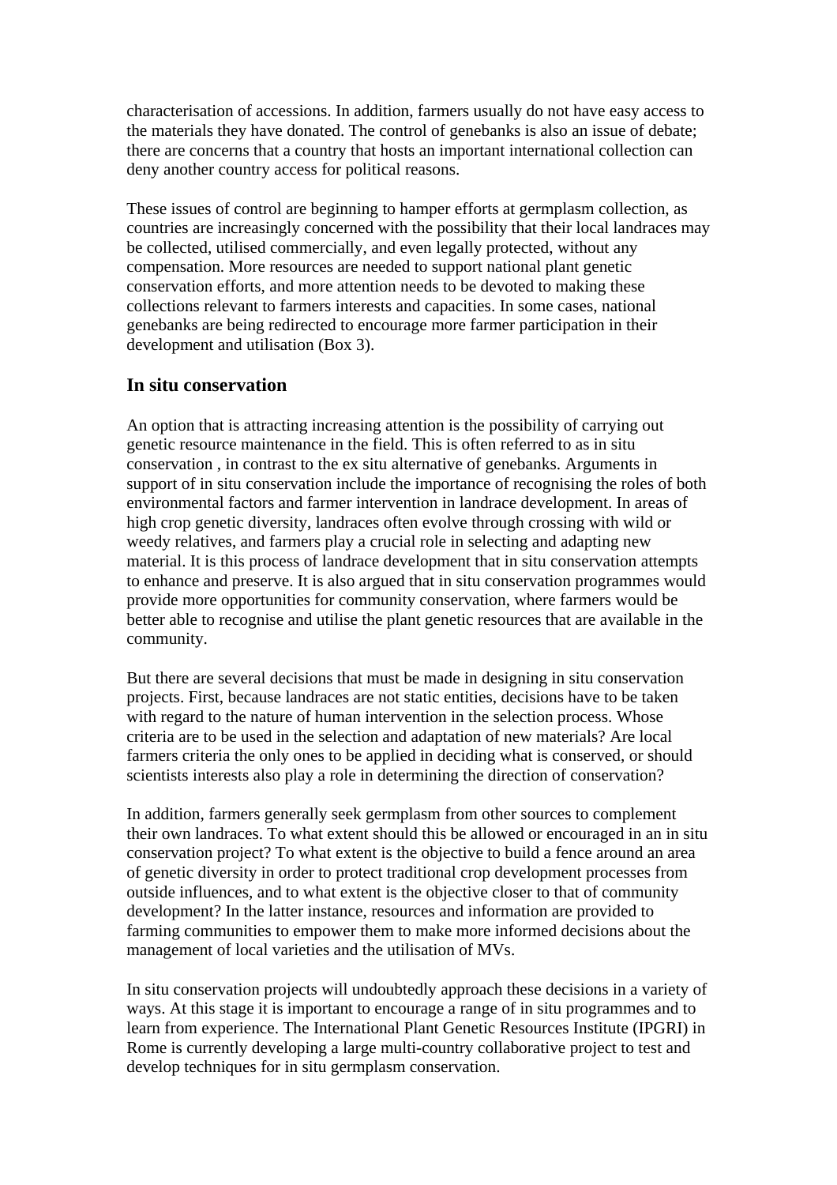characterisation of accessions. In addition, farmers usually do not have easy access to the materials they have donated. The control of genebanks is also an issue of debate; there are concerns that a country that hosts an important international collection can deny another country access for political reasons.

These issues of control are beginning to hamper efforts at germplasm collection, as countries are increasingly concerned with the possibility that their local landraces may be collected, utilised commercially, and even legally protected, without any compensation. More resources are needed to support national plant genetic conservation efforts, and more attention needs to be devoted to making these collections relevant to farmers interests and capacities. In some cases, national genebanks are being redirected to encourage more farmer participation in their development and utilisation (Box 3).

## In situ conservation

An option that is attracting increasing attention is the possibility of carrying out genetic resource maintenance in the field. This is often referred to as in situ conservation , in contrast to the ex situ alternative of genebanks. Arguments in support of in situ conservation include the importance of recognising the roles of both environmental factors and farmer intervention in landrace development. In areas of high crop genetic diversity, landraces often evolve through crossing with wild or weedy relatives, and farmers play a crucial role in selecting and adapting new material. It is this process of landrace development that in situ conservation attempts to enhance and preserve. It is also argued that in situ conservation programmes would provide more opportunities for community conservation, where farmers would be better able to recognise and utilise the plant genetic resources that are available in the community.

But there are several decisions that must be made in designing in situ conservation projects. First, because landraces are not static entities, decisions have to be taken with regard to the nature of human intervention in the selection process. Whose criteria are to be used in the selection and adaptation of new materials? Are local farmers criteria the only ones to be applied in deciding what is conserved, or should scientists interests also play a role in determining the direction of conservation?

In addition, farmers generally seek germplasm from other sources to complement their own landraces. To what extent should this be allowed or encouraged in an in situ conservation project? To what extent is the objective to build a fence around an area of genetic diversity in order to protect traditional crop development processes from outside influences, and to what extent is the objective closer to that of community development? In the latter instance, resources and information are provided to farming communities to empower them to make more informed decisions about the management of local varieties and the utilisation of MVs.

In situ conservation projects will undoubtedly approach these decisions in a variety of ways. At this stage it is important to encourage a range of in situ programmes and to learn from experience. The International Plant Genetic Resources Institute (IPGRI) in Rome is currently developing a large multi-country collaborative project to test and develop techniques for in situ germplasm conservation.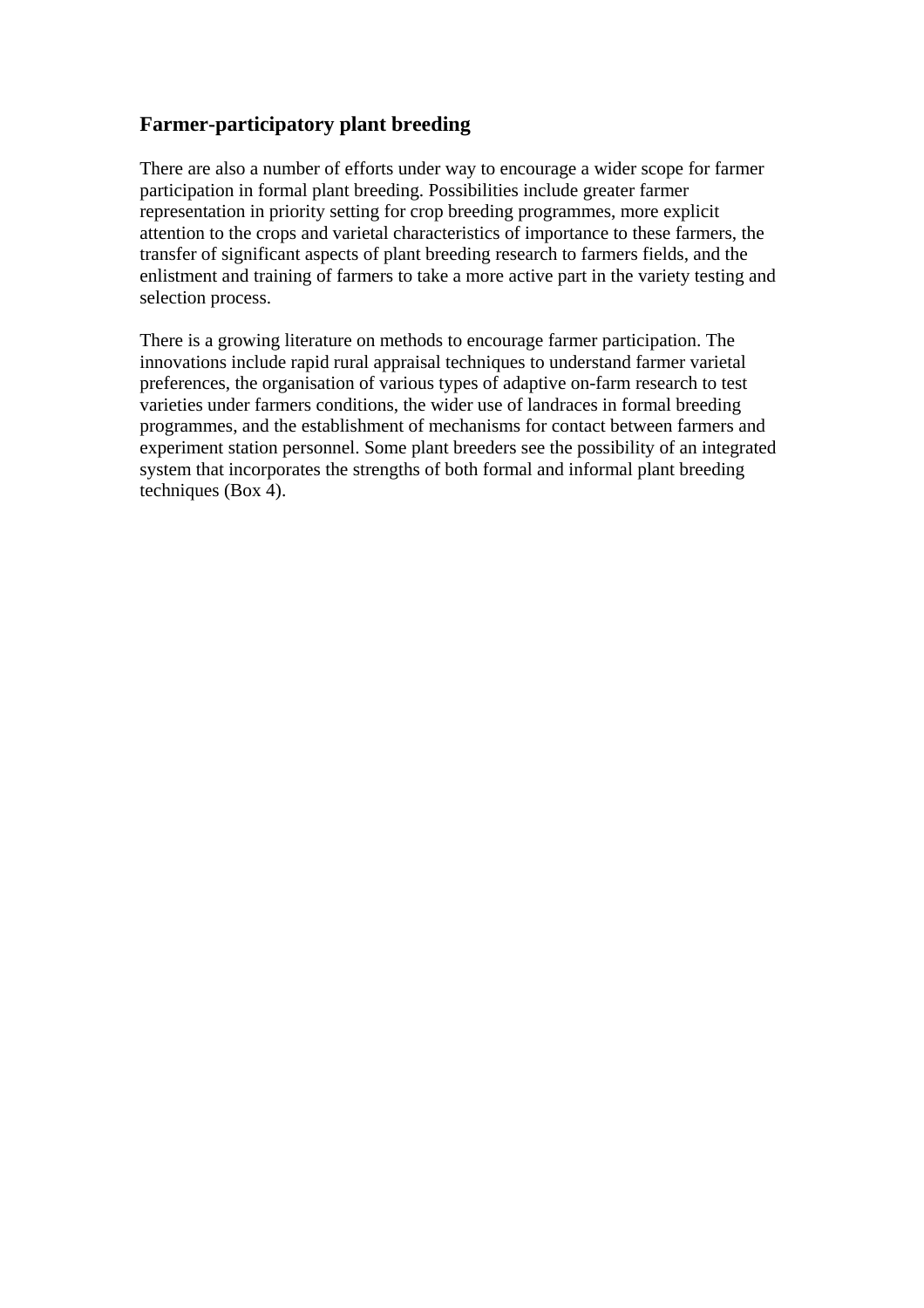## Farmer-participatory plant breeding

There are also a number of efforts under way to encourage a wider scope for farmer participation in formal plant breeding. Possibilities include greater farmer representation in priority setting for crop breeding programmes, more explicit attention to the crops and varietal characteristics of importance to these farmers, the transfer of significant aspects of plant breeding research to farmers fields, and the enlistment and training of farmers to take a more active part in the variety testing and selection process.

There is a growing literature on methods to encourage farmer participation. The innovations include rapid rural appraisal techniques to understand farmer varietal preferences, the organisation of various types of adaptive on-farm research to test varieties under farmers conditions, the wider use of landraces in formal breeding programmes, and the establishment of mechanisms for contact between farmers and experiment station personnel. Some plant breeders see the possibility of an integrated system that incorporates the strengths of both formal and informal plant breeding techniques (Box 4).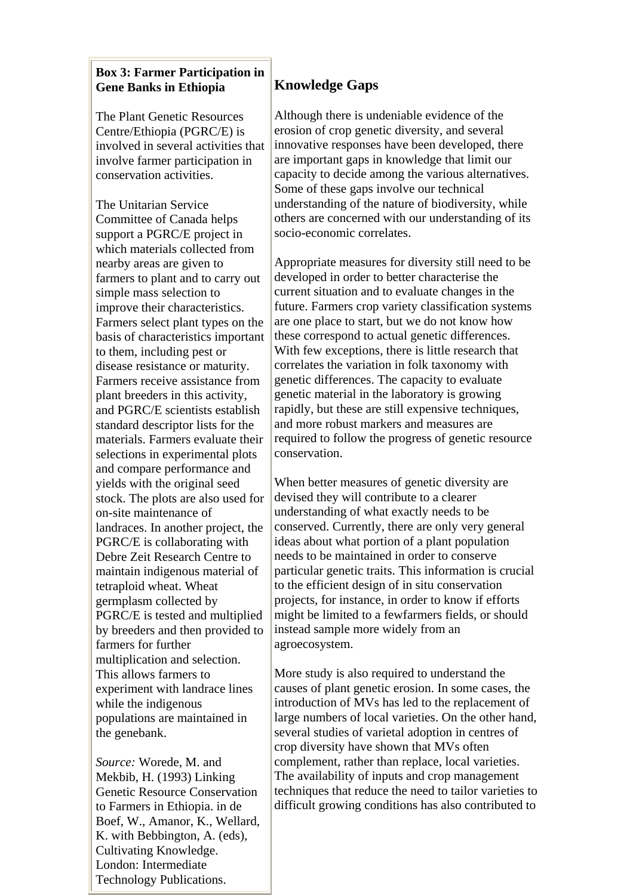**Box 3: Farmer Participation in Gene Banks in Ethiopia**

The Plant Genetic Resources Centre/Ethiopia (PGRC/E) is involved in several activities that involve farmer participation in conservation activities.

The Unitarian Service Committee of Canada helps support a PGRC/E project in which materials collected from nearby areas are given to farmers to plant and to carry out simple mass selection to improve their characteristics. Farmers select plant types on the basis of characteristics important to them, including pest or disease resistance or maturity. Farmers receive assistance from plant breeders in this activity, and PGRC/E scientists establish standard descriptor lists for the materials. Farmers evaluate their selections in experimental plots and compare performance and yields with the original seed stock. The plots are also used for on-site maintenance of landraces. In another project, the PGRC/E is collaborating with Debre Zeit Research Centre to maintain indigenous material of tetraploid wheat. Wheat germplasm collected by PGRC/E is tested and multiplied by breeders and then provided to farmers for further multiplication and selection. This allows farmers to experiment with landrace lines while the indigenous populations are maintained in the genebank.

*Source:* Worede, M. and Mekbib, H. (1993) Linking Genetic Resource Conservation to Farmers in Ethiopia. in de Boef, W., Amanor, K., Wellard, K. with Bebbington, A. (eds), Cultivating Knowledge. London: Intermediate Technology Publications.

## Knowledge Gaps

Although there is undeniable evidence of the erosion of crop genetic diversity, and several innovative responses have been developed, there are important gaps in knowledge that limit our capacity to decide among the various alternatives. Some of these gaps involve our technical understanding of the nature of biodiversity, while others are concerned with our understanding of its socio-economic correlates.

Appropriate measures for diversity still need to be developed in order to better characterise the current situation and to evaluate changes in the future. Farmers crop variety classification systems are one place to start, but we do not know how these correspond to actual genetic differences. With few exceptions, there is little research that correlates the variation in folk taxonomy with genetic differences. The capacity to evaluate genetic material in the laboratory is growing rapidly, but these are still expensive techniques, and more robust markers and measures are required to follow the progress of genetic resource conservation.

When better measures of genetic diversity are devised they will contribute to a clearer understanding of what exactly needs to be conserved. Currently, there are only very general ideas about what portion of a plant population needs to be maintained in order to conserve particular genetic traits. This information is crucial to the efficient design of in situ conservation projects, for instance, in order to know if efforts might be limited to a fewfarmers fields, or should instead sample more widely from an agroecosystem.

More study is also required to understand the causes of plant genetic erosion. In some cases, the introduction of MVs has led to the replacement of large numbers of local varieties. On the other hand, several studies of varietal adoption in centres of crop diversity have shown that MVs often complement, rather than replace, local varieties. The availability of inputs and crop management techniques that reduce the need to tailor varieties to difficult growing conditions has also contributed to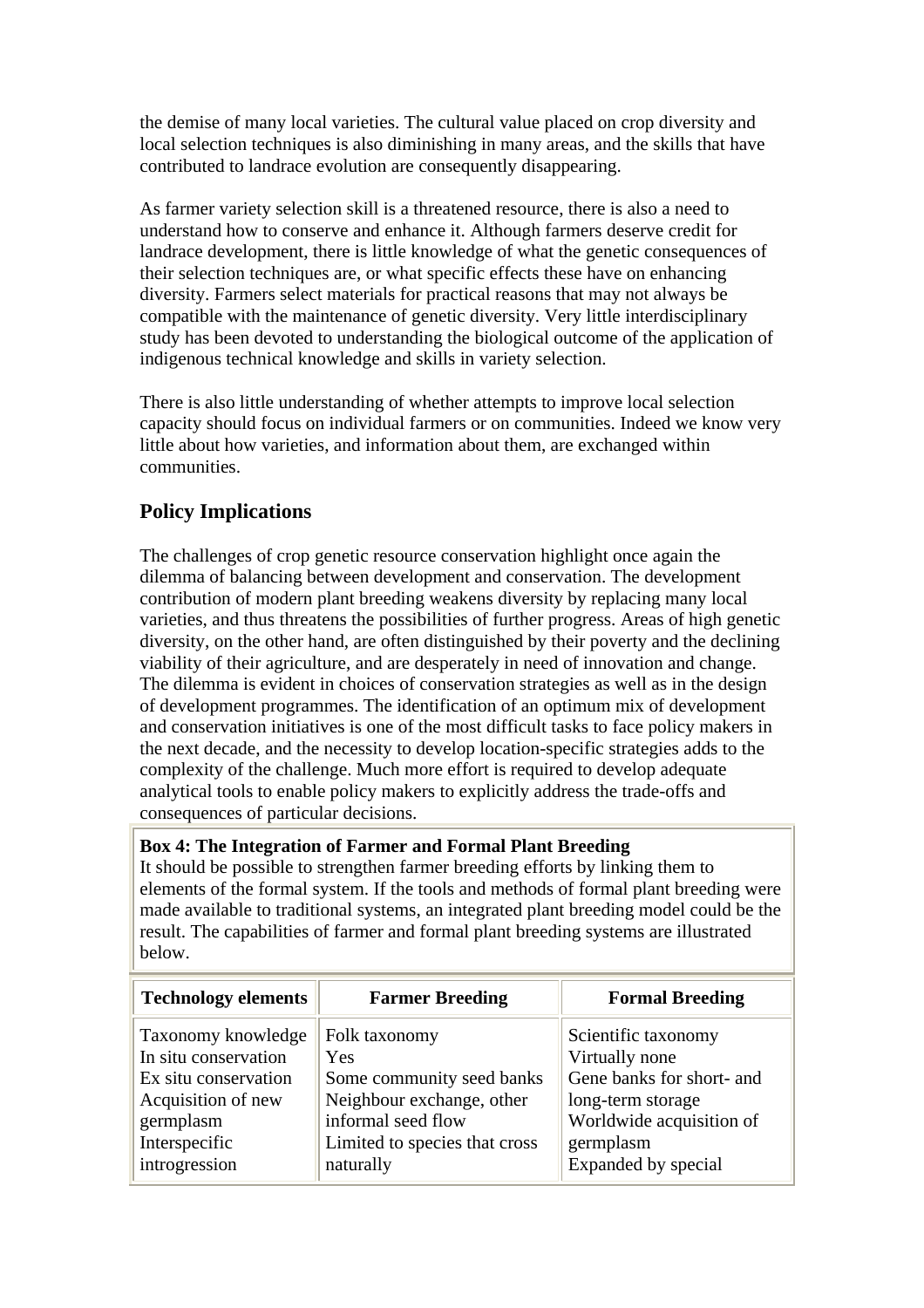the demise of many local varieties. The cultural value placed on crop diversity and local selection techniques is also diminishing in many areas, and the skills that have contributed to landrace evolution are consequently disappearing.

As farmer variety selection skill is a threatened resource, there is also a need to understand how to conserve and enhance it. Although farmers deserve credit for landrace development, there is little knowledge of what the genetic consequences of their selection techniques are, or what specific effects these have on enhancing diversity. Farmers select materials for practical reasons that may not always be compatible with the maintenance of genetic diversity. Very little interdisciplinary study has been devoted to understanding the biological outcome of the application of indigenous technical knowledge and skills in variety selection.

There is also little understanding of whether attempts to improve local selection capacity should focus on individual farmers or on communities. Indeed we know very little about how varieties, and information about them, are exchanged within communities.

## Policy Implications

The challenges of crop genetic resource conservation highlight once again the dilemma of balancing between development and conservation. The development contribution of modern plant breeding weakens diversity by replacing many local varieties, and thus threatens the possibilities of further progress. Areas of high genetic diversity, on the other hand, are often distinguished by their poverty and the declining viability of their agriculture, and are desperately in need of innovation and change. The dilemma is evident in choices of conservation strategies as well as in the design of development programmes. The identification of an optimum mix of development and conservation initiatives is one of the most difficult tasks to face policy makers in the next decade, and the necessity to develop location-specific strategies adds to the complexity of the challenge. Much more effort is required to develop adequate analytical tools to enable policy makers to explicitly address the trade-offs and consequences of particular decisions.

**Box 4: The Integration of Farmer and Formal Plant Breeding**
It should be possible to strengthen farmer breeding efforts by linking them to elements of the formal system. If the tools and methods of formal plant breeding were made available to traditional systems, an integrated plant breeding model could be the result. The capabilities of farmer and formal plant breeding systems are illustrated below.

| Technology elements | Farmer Breeding | Formal Breeding |
|---|---|---|
| Taxonomy knowledge | Folk taxonomy | Scientific taxonomy |
| In situ conservation | Yes | Virtually none |
| Ex situ conservation | Some community seed banks | Gene banks for short- and long-term storage |
| Acquisition of new germplasm | Neighbour exchange, other informal seed flow | Worldwide acquisition of germplasm |
| Interspecific introgression | Limited to species that cross naturally | Expanded by special |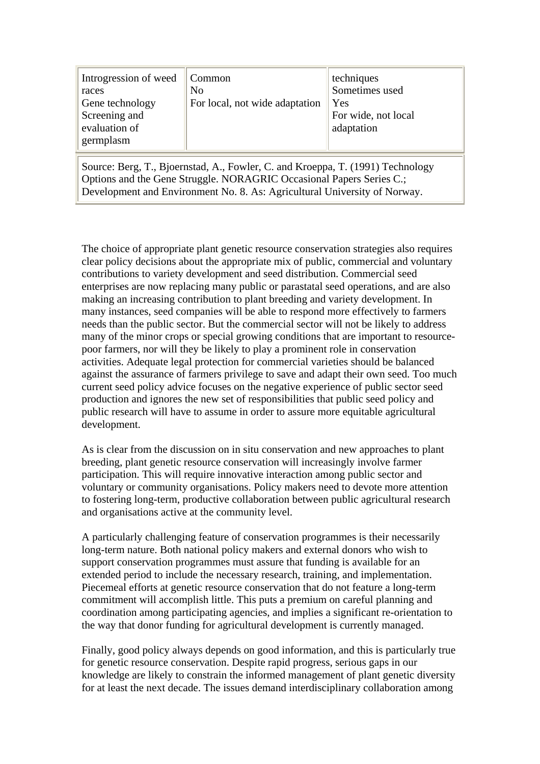| | | |
|---|---|---|
| Introgression of weed races | Common | techniques |
| Gene technology | No | Sometimes used |
| Screening and evaluation of germplasm | For local, not wide adaptation | Yes<br>For wide, not local adaptation |

Source: Berg, T., Bjoernstad, A., Fowler, C. and Kroeppa, T. (1991) Technology Options and the Gene Struggle. NORAGRIC Occasional Papers Series C.; Development and Environment No. 8. As: Agricultural University of Norway.

The choice of appropriate plant genetic resource conservation strategies also requires clear policy decisions about the appropriate mix of public, commercial and voluntary contributions to variety development and seed distribution. Commercial seed enterprises are now replacing many public or parastatal seed operations, and are also making an increasing contribution to plant breeding and variety development. In many instances, seed companies will be able to respond more effectively to farmers needs than the public sector. But the commercial sector will not be likely to address many of the minor crops or special growing conditions that are important to resource-poor farmers, nor will they be likely to play a prominent role in conservation activities. Adequate legal protection for commercial varieties should be balanced against the assurance of farmers privilege to save and adapt their own seed. Too much current seed policy advice focuses on the negative experience of public sector seed production and ignores the new set of responsibilities that public seed policy and public research will have to assume in order to assure more equitable agricultural development.

As is clear from the discussion on in situ conservation and new approaches to plant breeding, plant genetic resource conservation will increasingly involve farmer participation. This will require innovative interaction among public sector and voluntary or community organisations. Policy makers need to devote more attention to fostering long-term, productive collaboration between public agricultural research and organisations active at the community level.

A particularly challenging feature of conservation programmes is their necessarily long-term nature. Both national policy makers and external donors who wish to support conservation programmes must assure that funding is available for an extended period to include the necessary research, training, and implementation. Piecemeal efforts at genetic resource conservation that do not feature a long-term commitment will accomplish little. This puts a premium on careful planning and coordination among participating agencies, and implies a significant re-orientation to the way that donor funding for agricultural development is currently managed.

Finally, good policy always depends on good information, and this is particularly true for genetic resource conservation. Despite rapid progress, serious gaps in our knowledge are likely to constrain the informed management of plant genetic diversity for at least the next decade. The issues demand interdisciplinary collaboration among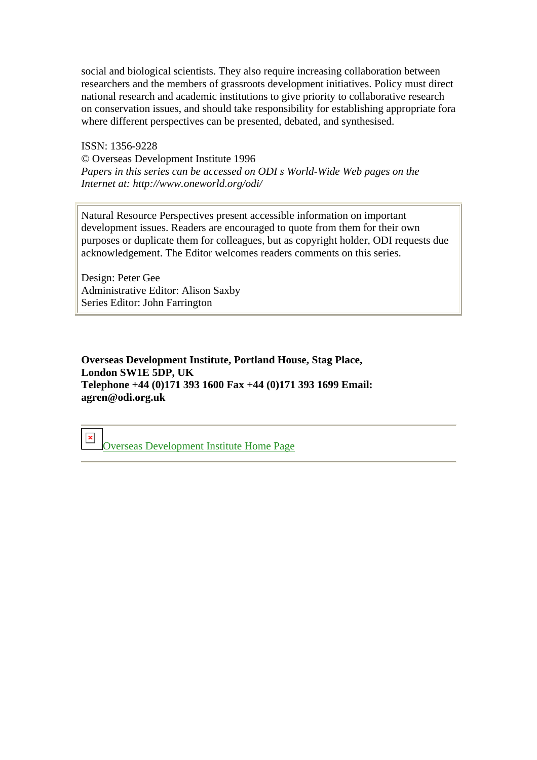social and biological scientists. They also require increasing collaboration between researchers and the members of grassroots development initiatives. Policy must direct national research and academic institutions to give priority to collaborative research on conservation issues, and should take responsibility for establishing appropriate fora where different perspectives can be presented, debated, and synthesised.

ISSN: 1356-9228
© Overseas Development Institute 1996
*Papers in this series can be accessed on ODI s World-Wide Web pages on the Internet at: http://www.oneworld.org/odi/*

Natural Resource Perspectives present accessible information on important development issues. Readers are encouraged to quote from them for their own purposes or duplicate them for colleagues, but as copyright holder, ODI requests due acknowledgement. The Editor welcomes readers comments on this series.

Design: Peter Gee
Administrative Editor: Alison Saxby
Series Editor: John Farrington

**Overseas Development Institute, Portland House, Stag Place, London SW1E 5DP, UK**
**Telephone +44 (0)171 393 1600 Fax +44 (0)171 393 1699 Email: agren@odi.org.uk**

---

Overseas Development Institute Home Page

---